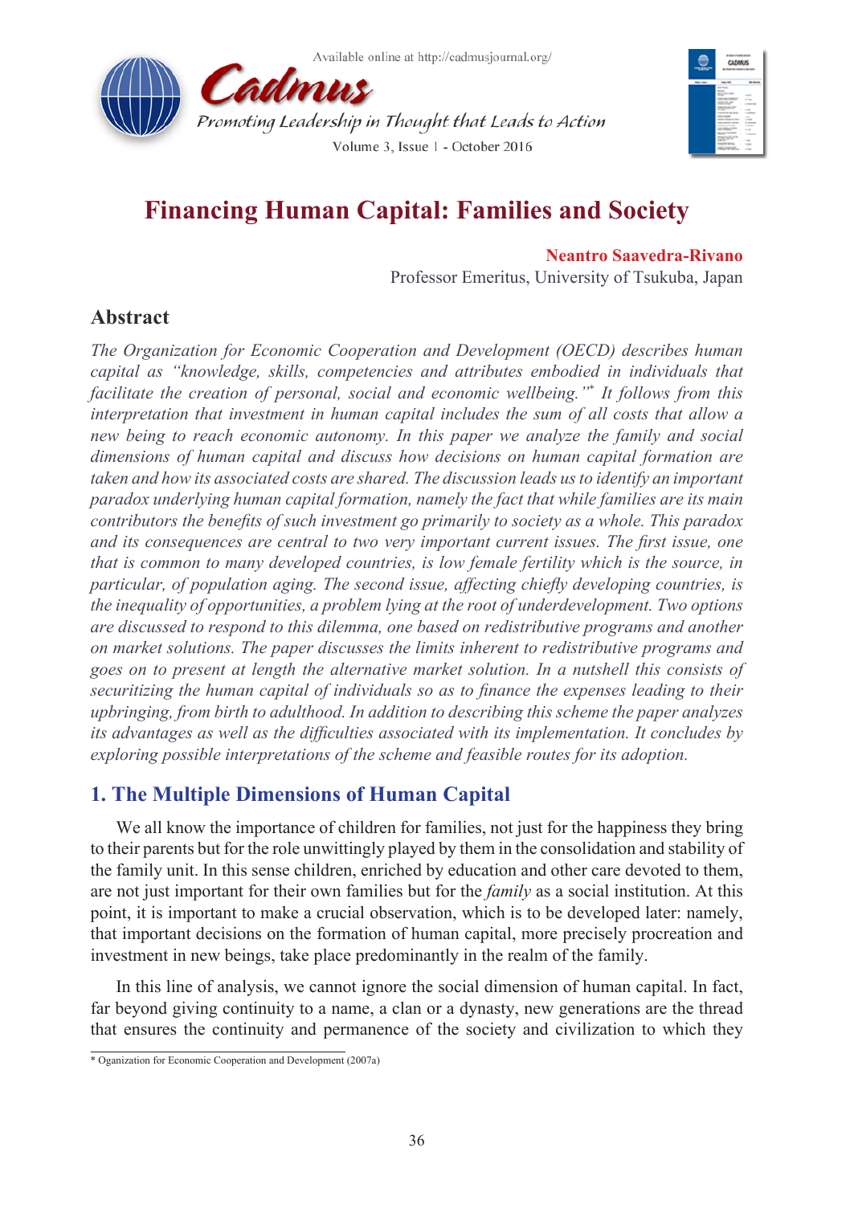# Financing Human Capital: Families and Society

**Neantro Saavedra-Rivano**

Professor Emeritus, University of Tsukuba, Japan

## Abstract

*The Organization for Economic Cooperation and Development (OECD) describes human capital as "knowledge, skills, competencies and attributes embodied in individuals that facilitate the creation of personal, social and economic wellbeing."*[*] *It follows from this interpretation that investment in human capital includes the sum of all costs that allow a new being to reach economic autonomy. In this paper we analyze the family and social dimensions of human capital and discuss how decisions on human capital formation are taken and how its associated costs are shared. The discussion leads us to identify an important paradox underlying human capital formation, namely the fact that while families are its main contributors the benefits of such investment go primarily to society as a whole. This paradox and its consequences are central to two very important current issues. The first issue, one that is common to many developed countries, is low female fertility which is the source, in particular, of population aging. The second issue, affecting chiefly developing countries, is the inequality of opportunities, a problem lying at the root of underdevelopment. Two options are discussed to respond to this dilemma, one based on redistributive programs and another on market solutions. The paper discusses the limits inherent to redistributive programs and goes on to present at length the alternative market solution. In a nutshell this consists of securitizing the human capital of individuals so as to finance the expenses leading to their upbringing, from birth to adulthood. In addition to describing this scheme the paper analyzes its advantages as well as the difficulties associated with its implementation. It concludes by exploring possible interpretations of the scheme and feasible routes for its adoption.*

## 1. The Multiple Dimensions of Human Capital

We all know the importance of children for families, not just for the happiness they bring to their parents but for the role unwittingly played by them in the consolidation and stability of the family unit. In this sense children, enriched by education and other care devoted to them, are not just important for their own families but for the *family* as a social institution. At this point, it is important to make a crucial observation, which is to be developed later: namely, that important decisions on the formation of human capital, more precisely procreation and investment in new beings, take place predominantly in the realm of the family.

In this line of analysis, we cannot ignore the social dimension of human capital. In fact, far beyond giving continuity to a name, a clan or a dynasty, new generations are the thread that ensures the continuity and permanence of the society and civilization to which they

---

[*] Oganization for Economic Cooperation and Development (2007a)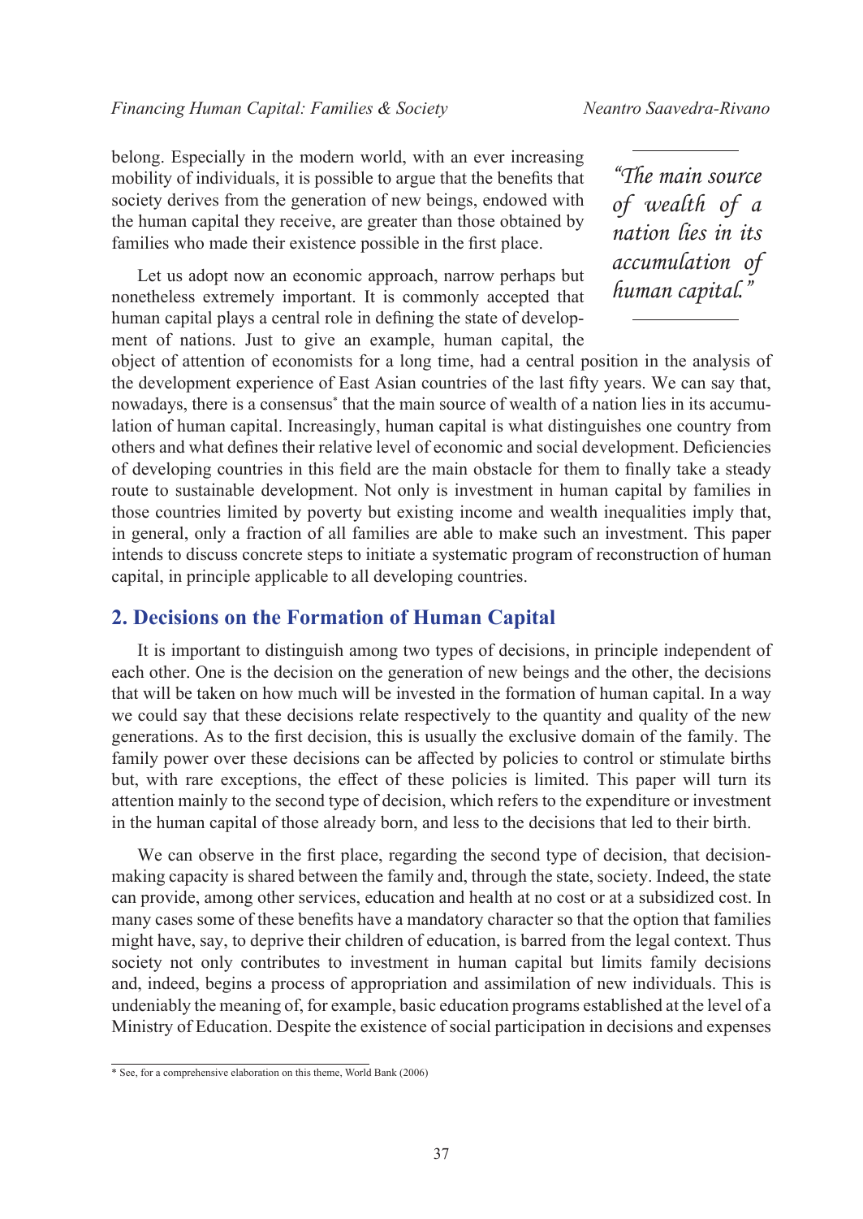belong. Especially in the modern world, with an ever increasing mobility of individuals, it is possible to argue that the benefits that society derives from the generation of new beings, endowed with the human capital they receive, are greater than those obtained by families who made their existence possible in the first place.

> *"The main source of wealth of a nation lies in its accumulation of human capital."*

Let us adopt now an economic approach, narrow perhaps but nonetheless extremely important. It is commonly accepted that human capital plays a central role in defining the state of development of nations. Just to give an example, human capital, the object of attention of economists for a long time, had a central position in the analysis of the development experience of East Asian countries of the last fifty years. We can say that, nowadays, there is a consensus* that the main source of wealth of a nation lies in its accumulation of human capital. Increasingly, human capital is what distinguishes one country from others and what defines their relative level of economic and social development. Deficiencies of developing countries in this field are the main obstacle for them to finally take a steady route to sustainable development. Not only is investment in human capital by families in those countries limited by poverty but existing income and wealth inequalities imply that, in general, only a fraction of all families are able to make such an investment. This paper intends to discuss concrete steps to initiate a systematic program of reconstruction of human capital, in principle applicable to all developing countries.

## 2. Decisions on the Formation of Human Capital

It is important to distinguish among two types of decisions, in principle independent of each other. One is the decision on the generation of new beings and the other, the decisions that will be taken on how much will be invested in the formation of human capital. In a way we could say that these decisions relate respectively to the quantity and quality of the new generations. As to the first decision, this is usually the exclusive domain of the family. The family power over these decisions can be affected by policies to control or stimulate births but, with rare exceptions, the effect of these policies is limited. This paper will turn its attention mainly to the second type of decision, which refers to the expenditure or investment in the human capital of those already born, and less to the decisions that led to their birth.

We can observe in the first place, regarding the second type of decision, that decision-making capacity is shared between the family and, through the state, society. Indeed, the state can provide, among other services, education and health at no cost or at a subsidized cost. In many cases some of these benefits have a mandatory character so that the option that families might have, say, to deprive their children of education, is barred from the legal context. Thus society not only contributes to investment in human capital but limits family decisions and, indeed, begins a process of appropriation and assimilation of new individuals. This is undeniably the meaning of, for example, basic education programs established at the level of a Ministry of Education. Despite the existence of social participation in decisions and expenses

---

* See, for a comprehensive elaboration on this theme, World Bank (2006)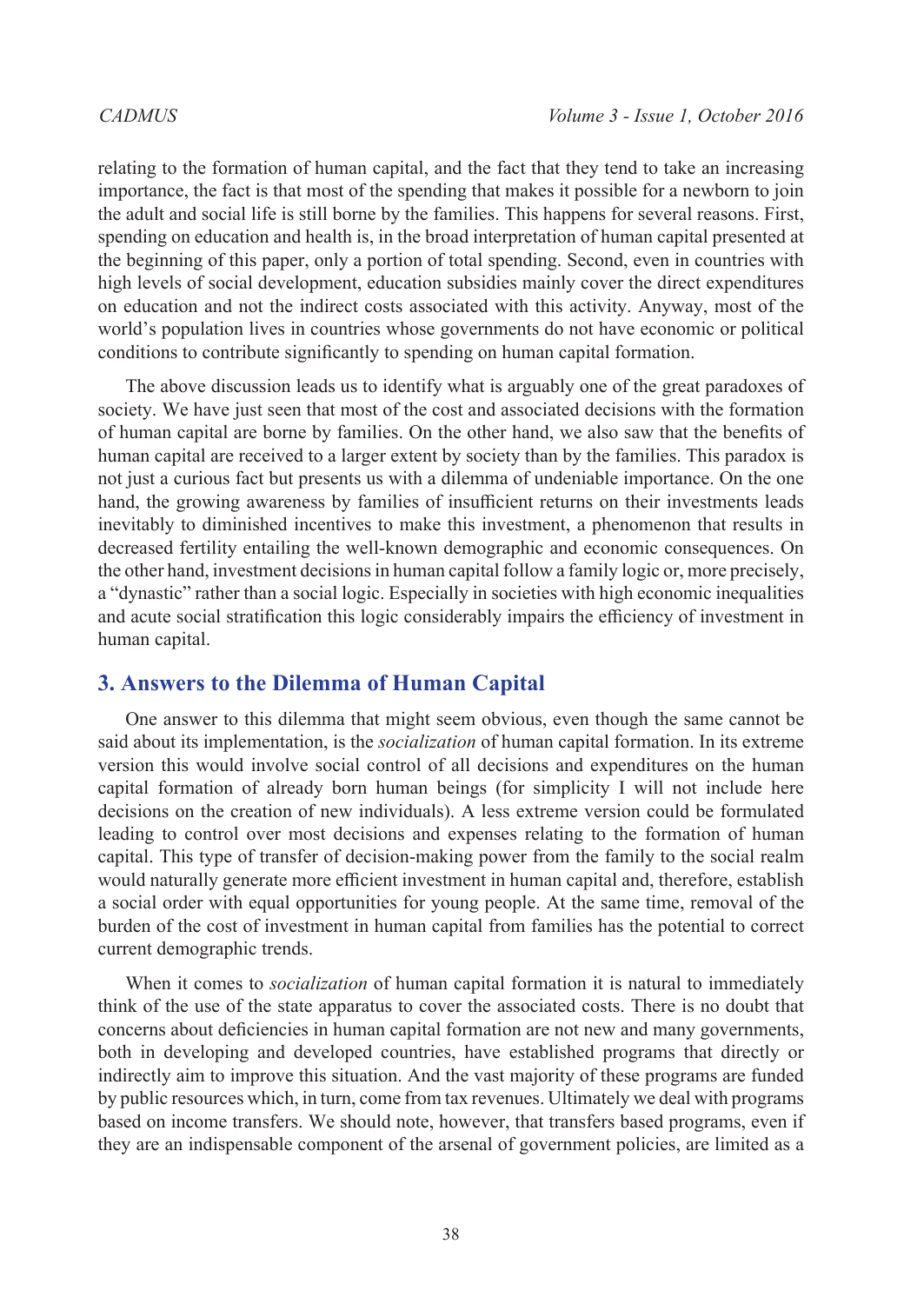relating to the formation of human capital, and the fact that they tend to take an increasing importance, the fact is that most of the spending that makes it possible for a newborn to join the adult and social life is still borne by the families. This happens for several reasons. First, spending on education and health is, in the broad interpretation of human capital presented at the beginning of this paper, only a portion of total spending. Second, even in countries with high levels of social development, education subsidies mainly cover the direct expenditures on education and not the indirect costs associated with this activity. Anyway, most of the world's population lives in countries whose governments do not have economic or political conditions to contribute significantly to spending on human capital formation.

The above discussion leads us to identify what is arguably one of the great paradoxes of society. We have just seen that most of the cost and associated decisions with the formation of human capital are borne by families. On the other hand, we also saw that the benefits of human capital are received to a larger extent by society than by the families. This paradox is not just a curious fact but presents us with a dilemma of undeniable importance. On the one hand, the growing awareness by families of insufficient returns on their investments leads inevitably to diminished incentives to make this investment, a phenomenon that results in decreased fertility entailing the well-known demographic and economic consequences. On the other hand, investment decisions in human capital follow a family logic or, more precisely, a "dynastic" rather than a social logic. Especially in societies with high economic inequalities and acute social stratification this logic considerably impairs the efficiency of investment in human capital.

## 3. Answers to the Dilemma of Human Capital

One answer to this dilemma that might seem obvious, even though the same cannot be said about its implementation, is the *socialization* of human capital formation. In its extreme version this would involve social control of all decisions and expenditures on the human capital formation of already born human beings (for simplicity I will not include here decisions on the creation of new individuals). A less extreme version could be formulated leading to control over most decisions and expenses relating to the formation of human capital. This type of transfer of decision-making power from the family to the social realm would naturally generate more efficient investment in human capital and, therefore, establish a social order with equal opportunities for young people. At the same time, removal of the burden of the cost of investment in human capital from families has the potential to correct current demographic trends.

When it comes to *socialization* of human capital formation it is natural to immediately think of the use of the state apparatus to cover the associated costs. There is no doubt that concerns about deficiencies in human capital formation are not new and many governments, both in developing and developed countries, have established programs that directly or indirectly aim to improve this situation. And the vast majority of these programs are funded by public resources which, in turn, come from tax revenues. Ultimately we deal with programs based on income transfers. We should note, however, that transfers based programs, even if they are an indispensable component of the arsenal of government policies, are limited as a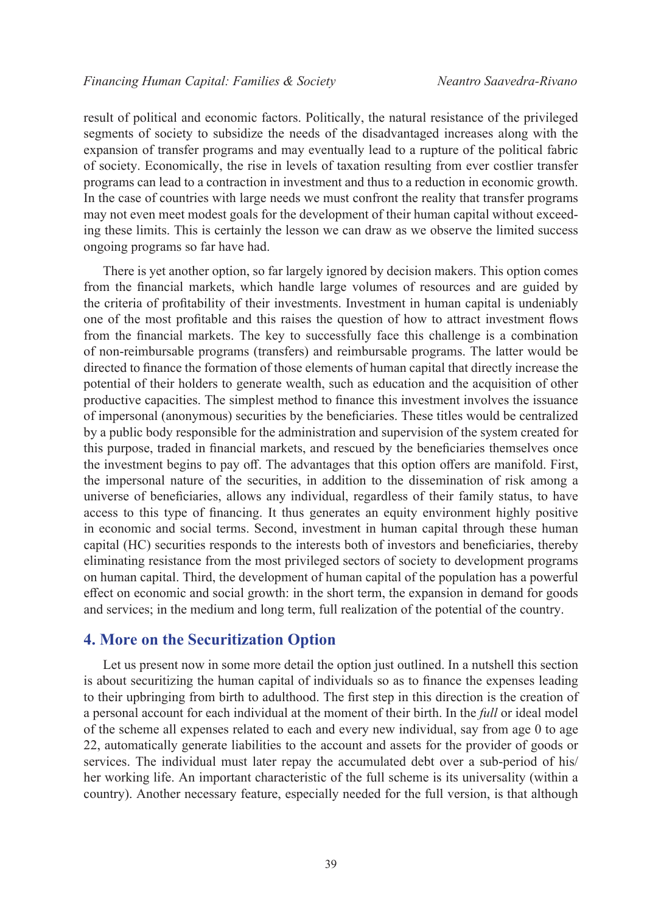result of political and economic factors. Politically, the natural resistance of the privileged segments of society to subsidize the needs of the disadvantaged increases along with the expansion of transfer programs and may eventually lead to a rupture of the political fabric of society. Economically, the rise in levels of taxation resulting from ever costlier transfer programs can lead to a contraction in investment and thus to a reduction in economic growth. In the case of countries with large needs we must confront the reality that transfer programs may not even meet modest goals for the development of their human capital without exceeding these limits. This is certainly the lesson we can draw as we observe the limited success ongoing programs so far have had.

There is yet another option, so far largely ignored by decision makers. This option comes from the financial markets, which handle large volumes of resources and are guided by the criteria of profitability of their investments. Investment in human capital is undeniably one of the most profitable and this raises the question of how to attract investment flows from the financial markets. The key to successfully face this challenge is a combination of non-reimbursable programs (transfers) and reimbursable programs. The latter would be directed to finance the formation of those elements of human capital that directly increase the potential of their holders to generate wealth, such as education and the acquisition of other productive capacities. The simplest method to finance this investment involves the issuance of impersonal (anonymous) securities by the beneficiaries. These titles would be centralized by a public body responsible for the administration and supervision of the system created for this purpose, traded in financial markets, and rescued by the beneficiaries themselves once the investment begins to pay off. The advantages that this option offers are manifold. First, the impersonal nature of the securities, in addition to the dissemination of risk among a universe of beneficiaries, allows any individual, regardless of their family status, to have access to this type of financing. It thus generates an equity environment highly positive in economic and social terms. Second, investment in human capital through these human capital (HC) securities responds to the interests both of investors and beneficiaries, thereby eliminating resistance from the most privileged sectors of society to development programs on human capital. Third, the development of human capital of the population has a powerful effect on economic and social growth: in the short term, the expansion in demand for goods and services; in the medium and long term, full realization of the potential of the country.

## 4. More on the Securitization Option

Let us present now in some more detail the option just outlined. In a nutshell this section is about securitizing the human capital of individuals so as to finance the expenses leading to their upbringing from birth to adulthood. The first step in this direction is the creation of a personal account for each individual at the moment of their birth. In the *full* or ideal model of the scheme all expenses related to each and every new individual, say from age 0 to age 22, automatically generate liabilities to the account and assets for the provider of goods or services. The individual must later repay the accumulated debt over a sub-period of his/her working life. An important characteristic of the full scheme is its universality (within a country). Another necessary feature, especially needed for the full version, is that although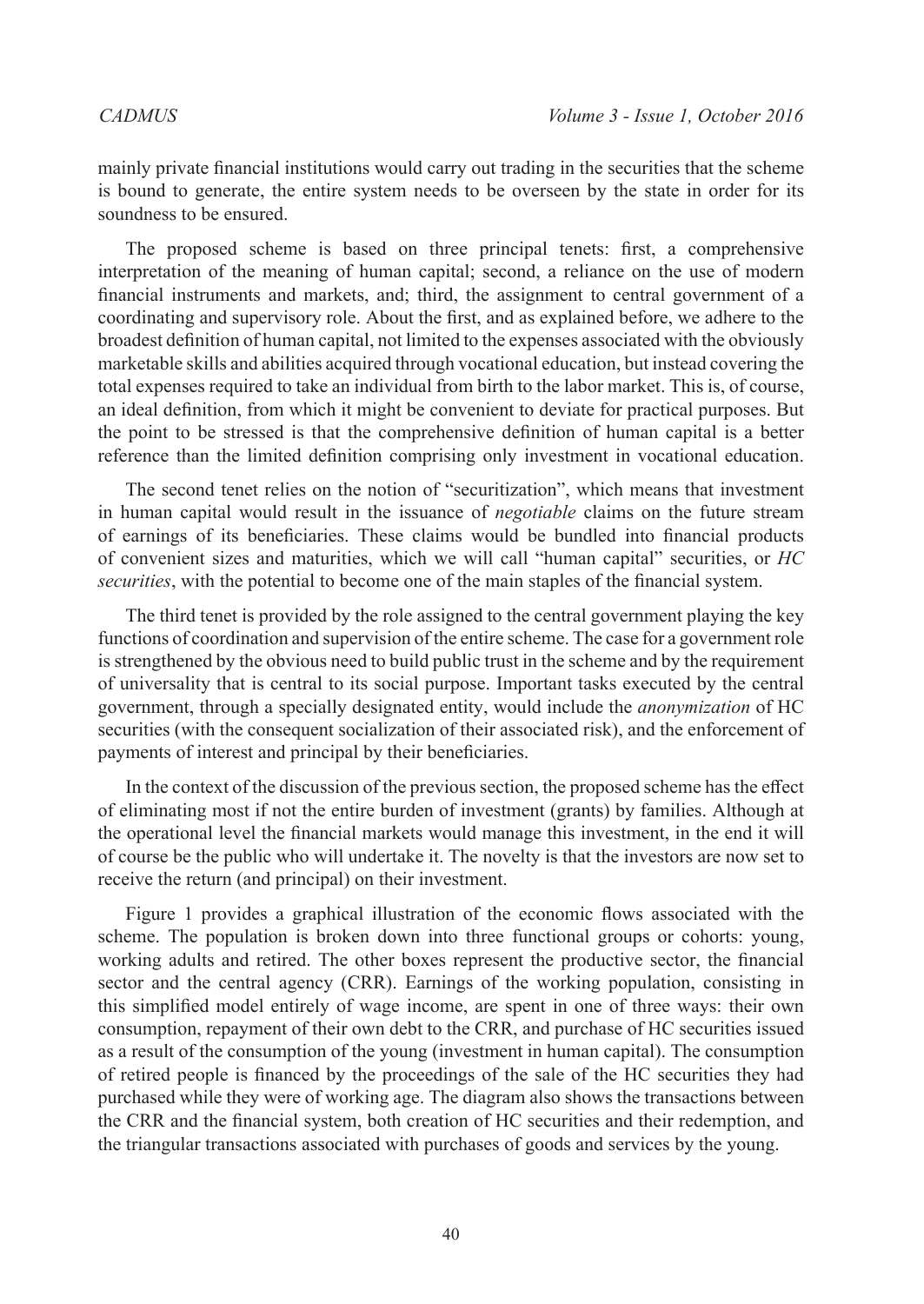mainly private financial institutions would carry out trading in the securities that the scheme is bound to generate, the entire system needs to be overseen by the state in order for its soundness to be ensured.

The proposed scheme is based on three principal tenets: first, a comprehensive interpretation of the meaning of human capital; second, a reliance on the use of modern financial instruments and markets, and; third, the assignment to central government of a coordinating and supervisory role. About the first, and as explained before, we adhere to the broadest definition of human capital, not limited to the expenses associated with the obviously marketable skills and abilities acquired through vocational education, but instead covering the total expenses required to take an individual from birth to the labor market. This is, of course, an ideal definition, from which it might be convenient to deviate for practical purposes. But the point to be stressed is that the comprehensive definition of human capital is a better reference than the limited definition comprising only investment in vocational education.

The second tenet relies on the notion of "securitization", which means that investment in human capital would result in the issuance of *negotiable* claims on the future stream of earnings of its beneficiaries. These claims would be bundled into financial products of convenient sizes and maturities, which we will call "human capital" securities, or *HC securities*, with the potential to become one of the main staples of the financial system.

The third tenet is provided by the role assigned to the central government playing the key functions of coordination and supervision of the entire scheme. The case for a government role is strengthened by the obvious need to build public trust in the scheme and by the requirement of universality that is central to its social purpose. Important tasks executed by the central government, through a specially designated entity, would include the *anonymization* of HC securities (with the consequent socialization of their associated risk), and the enforcement of payments of interest and principal by their beneficiaries.

In the context of the discussion of the previous section, the proposed scheme has the effect of eliminating most if not the entire burden of investment (grants) by families. Although at the operational level the financial markets would manage this investment, in the end it will of course be the public who will undertake it. The novelty is that the investors are now set to receive the return (and principal) on their investment.

Figure 1 provides a graphical illustration of the economic flows associated with the scheme. The population is broken down into three functional groups or cohorts: young, working adults and retired. The other boxes represent the productive sector, the financial sector and the central agency (CRR). Earnings of the working population, consisting in this simplified model entirely of wage income, are spent in one of three ways: their own consumption, repayment of their own debt to the CRR, and purchase of HC securities issued as a result of the consumption of the young (investment in human capital). The consumption of retired people is financed by the proceedings of the sale of the HC securities they had purchased while they were of working age. The diagram also shows the transactions between the CRR and the financial system, both creation of HC securities and their redemption, and the triangular transactions associated with purchases of goods and services by the young.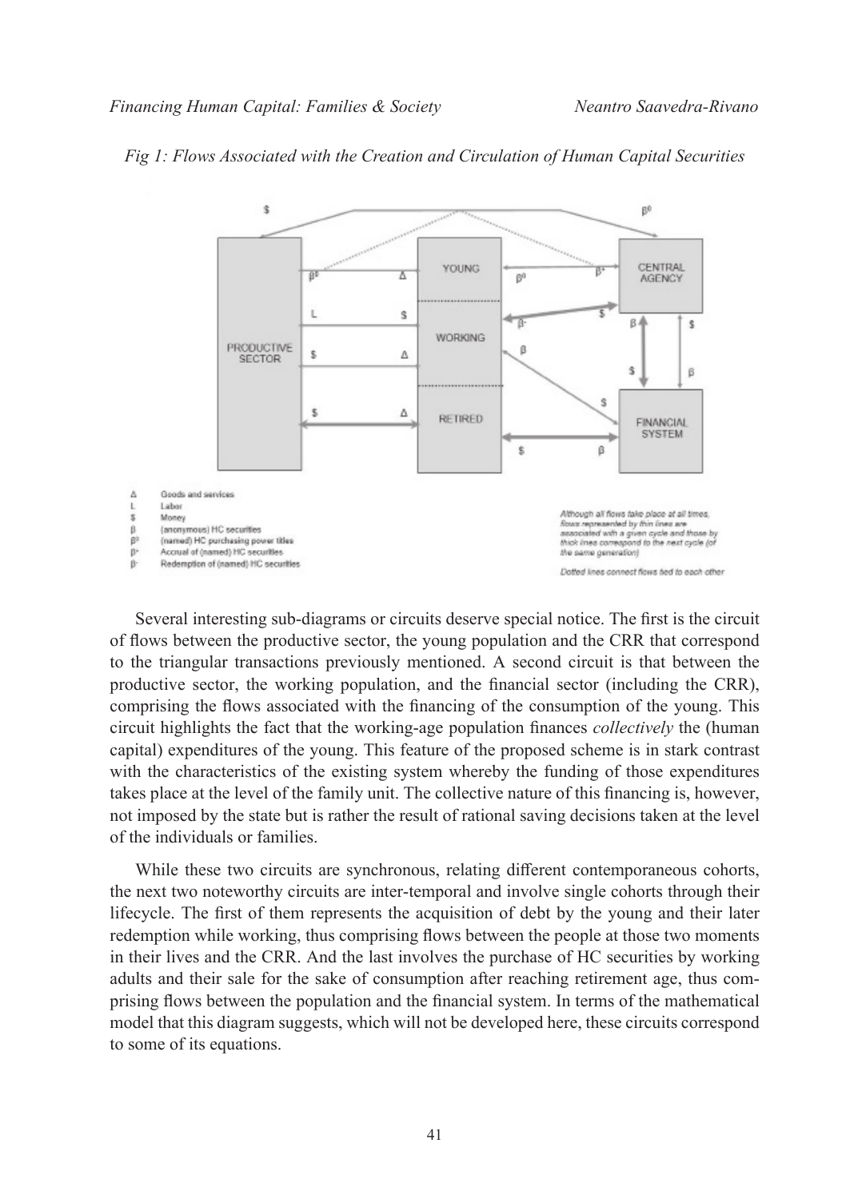*Fig 1: Flows Associated with the Creation and Circulation of Human Capital Securities*

- Δ Goods and services
- L Labor
- $ Money
- β (anonymous) HC securities
- $\beta^0$ (named) HC purchasing power titles
- $\beta^+$ Accrual of (named) HC securities
- $\beta^-$ Redemption of (named) HC securities

*Although all flows take place at all times, flows represented by thin lines are associated with a given cycle and those by thick lines correspond to the next cycle (of the same generation)*

*Dotted lines connect flows tied to each other*

Several interesting sub-diagrams or circuits deserve special notice. The first is the circuit of flows between the productive sector, the young population and the CRR that correspond to the triangular transactions previously mentioned. A second circuit is that between the productive sector, the working population, and the financial sector (including the CRR), comprising the flows associated with the financing of the consumption of the young. This circuit highlights the fact that the working-age population finances *collectively* the (human capital) expenditures of the young. This feature of the proposed scheme is in stark contrast with the characteristics of the existing system whereby the funding of those expenditures takes place at the level of the family unit. The collective nature of this financing is, however, not imposed by the state but is rather the result of rational saving decisions taken at the level of the individuals or families.

While these two circuits are synchronous, relating different contemporaneous cohorts, the next two noteworthy circuits are inter-temporal and involve single cohorts through their lifecycle. The first of them represents the acquisition of debt by the young and their later redemption while working, thus comprising flows between the people at those two moments in their lives and the CRR. And the last involves the purchase of HC securities by working adults and their sale for the sake of consumption after reaching retirement age, thus comprising flows between the population and the financial system. In terms of the mathematical model that this diagram suggests, which will not be developed here, these circuits correspond to some of its equations.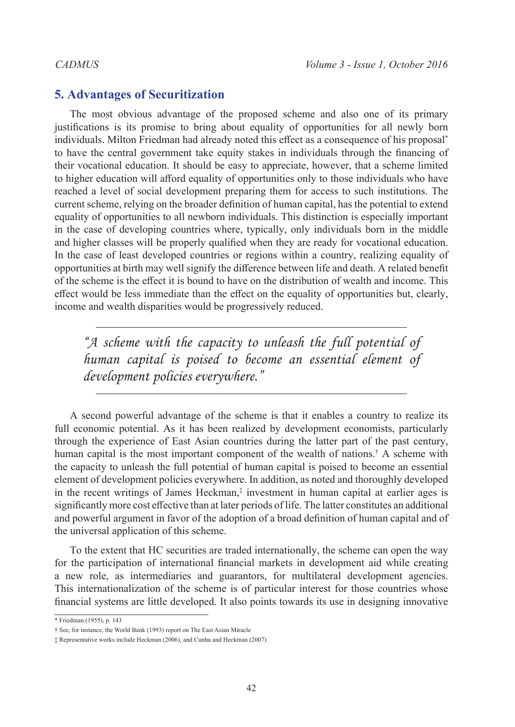## 5. Advantages of Securitization

The most obvious advantage of the proposed scheme and also one of its primary justifications is its promise to bring about equality of opportunities for all newly born individuals. Milton Friedman had already noted this effect as a consequence of his proposal[*] to have the central government take equity stakes in individuals through the financing of their vocational education. It should be easy to appreciate, however, that a scheme limited to higher education will afford equality of opportunities only to those individuals who have reached a level of social development preparing them for access to such institutions. The current scheme, relying on the broader definition of human capital, has the potential to extend equality of opportunities to all newborn individuals. This distinction is especially important in the case of developing countries where, typically, only individuals born in the middle and higher classes will be properly qualified when they are ready for vocational education. In the case of least developed countries or regions within a country, realizing equality of opportunities at birth may well signify the difference between life and death. A related benefit of the scheme is the effect it is bound to have on the distribution of wealth and income. This effect would be less immediate than the effect on the equality of opportunities but, clearly, income and wealth disparities would be progressively reduced.

> *"A scheme with the capacity to unleash the full potential of human capital is poised to become an essential element of development policies everywhere."*

A second powerful advantage of the scheme is that it enables a country to realize its full economic potential. As it has been realized by development economists, particularly through the experience of East Asian countries during the latter part of the past century, human capital is the most important component of the wealth of nations.[†] A scheme with the capacity to unleash the full potential of human capital is poised to become an essential element of development policies everywhere. In addition, as noted and thoroughly developed in the recent writings of James Heckman,[‡] investment in human capital at earlier ages is significantly more cost effective than at later periods of life. The latter constitutes an additional and powerful argument in favor of the adoption of a broad definition of human capital and of the universal application of this scheme.

To the extent that HC securities are traded internationally, the scheme can open the way for the participation of international financial markets in development aid while creating a new role, as intermediaries and guarantors, for multilateral development agencies. This internationalization of the scheme is of particular interest for those countries whose financial systems are little developed. It also points towards its use in designing innovative

---

[*] Friedman (1955), p. 143

[†] See, for instance, the World Bank (1993) report on The East Asian Miracle

[‡] Representative works include Heckman (2006), and Cunha and Heckman (2007)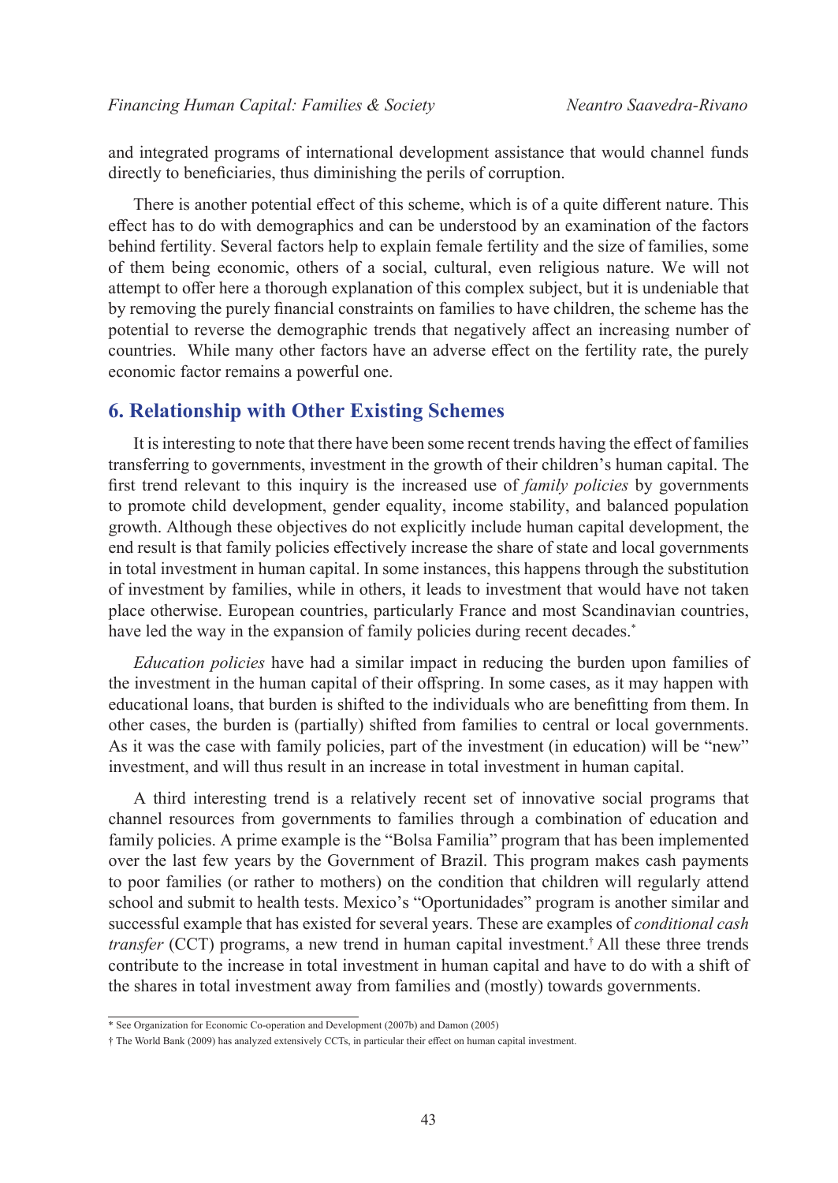and integrated programs of international development assistance that would channel funds directly to beneficiaries, thus diminishing the perils of corruption.

There is another potential effect of this scheme, which is of a quite different nature. This effect has to do with demographics and can be understood by an examination of the factors behind fertility. Several factors help to explain female fertility and the size of families, some of them being economic, others of a social, cultural, even religious nature. We will not attempt to offer here a thorough explanation of this complex subject, but it is undeniable that by removing the purely financial constraints on families to have children, the scheme has the potential to reverse the demographic trends that negatively affect an increasing number of countries. While many other factors have an adverse effect on the fertility rate, the purely economic factor remains a powerful one.

## 6. Relationship with Other Existing Schemes

It is interesting to note that there have been some recent trends having the effect of families transferring to governments, investment in the growth of their children's human capital. The first trend relevant to this inquiry is the increased use of *family policies* by governments to promote child development, gender equality, income stability, and balanced population growth. Although these objectives do not explicitly include human capital development, the end result is that family policies effectively increase the share of state and local governments in total investment in human capital. In some instances, this happens through the substitution of investment by families, while in others, it leads to investment that would have not taken place otherwise. European countries, particularly France and most Scandinavian countries, have led the way in the expansion of family policies during recent decades.[*]

*Education policies* have had a similar impact in reducing the burden upon families of the investment in the human capital of their offspring. In some cases, as it may happen with educational loans, that burden is shifted to the individuals who are benefitting from them. In other cases, the burden is (partially) shifted from families to central or local governments. As it was the case with family policies, part of the investment (in education) will be "new" investment, and will thus result in an increase in total investment in human capital.

A third interesting trend is a relatively recent set of innovative social programs that channel resources from governments to families through a combination of education and family policies. A prime example is the "Bolsa Familia" program that has been implemented over the last few years by the Government of Brazil. This program makes cash payments to poor families (or rather to mothers) on the condition that children will regularly attend school and submit to health tests. Mexico's "Oportunidades" program is another similar and successful example that has existed for several years. These are examples of *conditional cash transfer* (CCT) programs, a new trend in human capital investment.[†] All these three trends contribute to the increase in total investment in human capital and have to do with a shift of the shares in total investment away from families and (mostly) towards governments.

---

* See Organization for Economic Co-operation and Development (2007b) and Damon (2005)

† The World Bank (2009) has analyzed extensively CCTs, in particular their effect on human capital investment.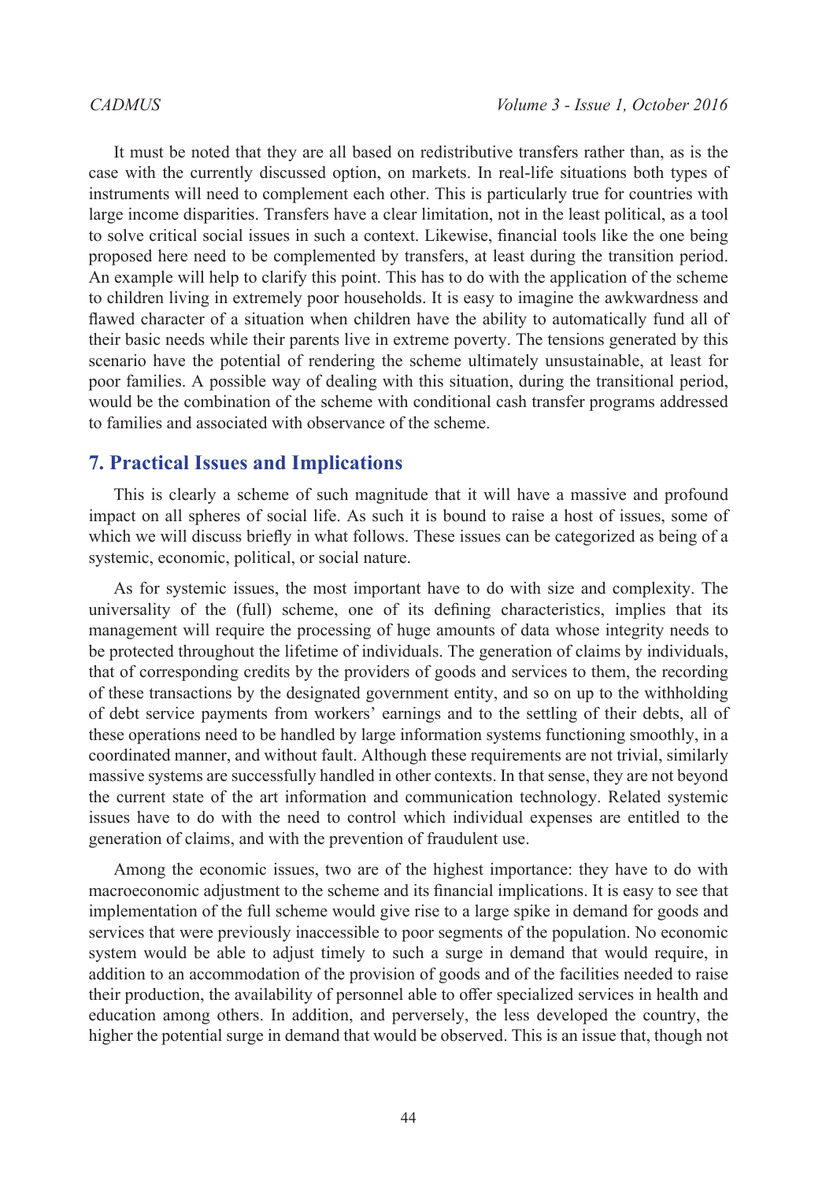It must be noted that they are all based on redistributive transfers rather than, as is the case with the currently discussed option, on markets. In real-life situations both types of instruments will need to complement each other. This is particularly true for countries with large income disparities. Transfers have a clear limitation, not in the least political, as a tool to solve critical social issues in such a context. Likewise, financial tools like the one being proposed here need to be complemented by transfers, at least during the transition period. An example will help to clarify this point. This has to do with the application of the scheme to children living in extremely poor households. It is easy to imagine the awkwardness and flawed character of a situation when children have the ability to automatically fund all of their basic needs while their parents live in extreme poverty. The tensions generated by this scenario have the potential of rendering the scheme ultimately unsustainable, at least for poor families. A possible way of dealing with this situation, during the transitional period, would be the combination of the scheme with conditional cash transfer programs addressed to families and associated with observance of the scheme.

## 7. Practical Issues and Implications

This is clearly a scheme of such magnitude that it will have a massive and profound impact on all spheres of social life. As such it is bound to raise a host of issues, some of which we will discuss briefly in what follows. These issues can be categorized as being of a systemic, economic, political, or social nature.

As for systemic issues, the most important have to do with size and complexity. The universality of the (full) scheme, one of its defining characteristics, implies that its management will require the processing of huge amounts of data whose integrity needs to be protected throughout the lifetime of individuals. The generation of claims by individuals, that of corresponding credits by the providers of goods and services to them, the recording of these transactions by the designated government entity, and so on up to the withholding of debt service payments from workers' earnings and to the settling of their debts, all of these operations need to be handled by large information systems functioning smoothly, in a coordinated manner, and without fault. Although these requirements are not trivial, similarly massive systems are successfully handled in other contexts. In that sense, they are not beyond the current state of the art information and communication technology. Related systemic issues have to do with the need to control which individual expenses are entitled to the generation of claims, and with the prevention of fraudulent use.

Among the economic issues, two are of the highest importance: they have to do with macroeconomic adjustment to the scheme and its financial implications. It is easy to see that implementation of the full scheme would give rise to a large spike in demand for goods and services that were previously inaccessible to poor segments of the population. No economic system would be able to adjust timely to such a surge in demand that would require, in addition to an accommodation of the provision of goods and of the facilities needed to raise their production, the availability of personnel able to offer specialized services in health and education among others. In addition, and perversely, the less developed the country, the higher the potential surge in demand that would be observed. This is an issue that, though not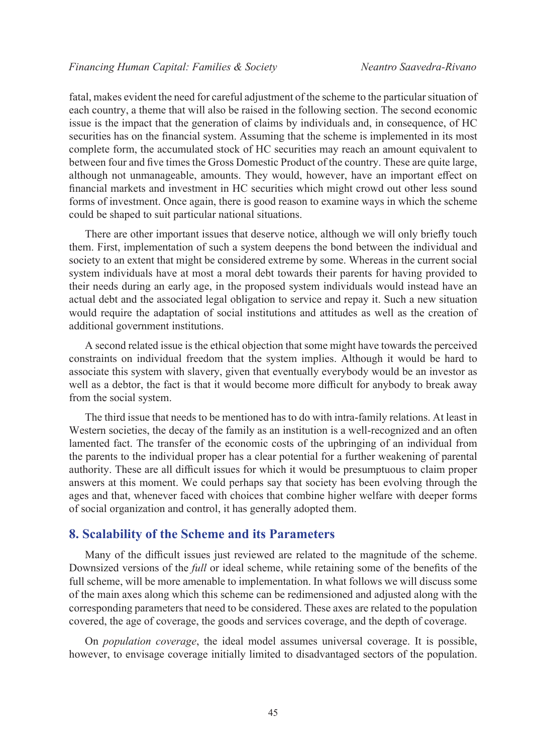fatal, makes evident the need for careful adjustment of the scheme to the particular situation of each country, a theme that will also be raised in the following section. The second economic issue is the impact that the generation of claims by individuals and, in consequence, of HC securities has on the financial system. Assuming that the scheme is implemented in its most complete form, the accumulated stock of HC securities may reach an amount equivalent to between four and five times the Gross Domestic Product of the country. These are quite large, although not unmanageable, amounts. They would, however, have an important effect on financial markets and investment in HC securities which might crowd out other less sound forms of investment. Once again, there is good reason to examine ways in which the scheme could be shaped to suit particular national situations.

There are other important issues that deserve notice, although we will only briefly touch them. First, implementation of such a system deepens the bond between the individual and society to an extent that might be considered extreme by some. Whereas in the current social system individuals have at most a moral debt towards their parents for having provided to their needs during an early age, in the proposed system individuals would instead have an actual debt and the associated legal obligation to service and repay it. Such a new situation would require the adaptation of social institutions and attitudes as well as the creation of additional government institutions.

A second related issue is the ethical objection that some might have towards the perceived constraints on individual freedom that the system implies. Although it would be hard to associate this system with slavery, given that eventually everybody would be an investor as well as a debtor, the fact is that it would become more difficult for anybody to break away from the social system.

The third issue that needs to be mentioned has to do with intra-family relations. At least in Western societies, the decay of the family as an institution is a well-recognized and an often lamented fact. The transfer of the economic costs of the upbringing of an individual from the parents to the individual proper has a clear potential for a further weakening of parental authority. These are all difficult issues for which it would be presumptuous to claim proper answers at this moment. We could perhaps say that society has been evolving through the ages and that, whenever faced with choices that combine higher welfare with deeper forms of social organization and control, it has generally adopted them.

## 8. Scalability of the Scheme and its Parameters

Many of the difficult issues just reviewed are related to the magnitude of the scheme. Downsized versions of the *full* or ideal scheme, while retaining some of the benefits of the full scheme, will be more amenable to implementation. In what follows we will discuss some of the main axes along which this scheme can be redimensioned and adjusted along with the corresponding parameters that need to be considered. These axes are related to the population covered, the age of coverage, the goods and services coverage, and the depth of coverage.

On *population coverage*, the ideal model assumes universal coverage. It is possible, however, to envisage coverage initially limited to disadvantaged sectors of the population.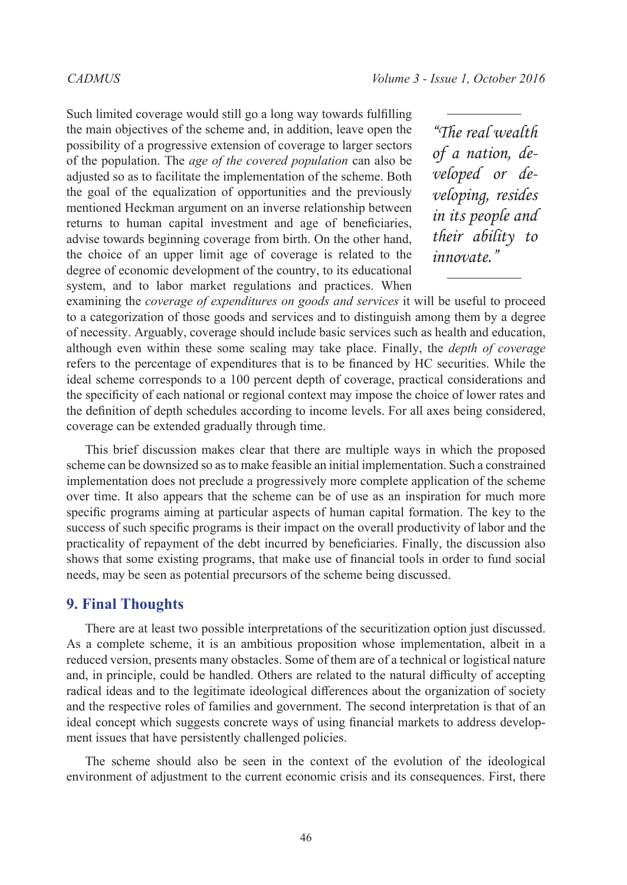Such limited coverage would still go a long way towards fulfilling the main objectives of the scheme and, in addition, leave open the possibility of a progressive extension of coverage to larger sectors of the population. The *age of the covered population* can also be adjusted so as to facilitate the implementation of the scheme. Both the goal of the equalization of opportunities and the previously mentioned Heckman argument on an inverse relationship between returns to human capital investment and age of beneficiaries, advise towards beginning coverage from birth. On the other hand, the choice of an upper limit age of coverage is related to the degree of economic development of the country, to its educational system, and to labor market regulations and practices. When examining the *coverage of expenditures on goods and services* it will be useful to proceed to a categorization of those goods and services and to distinguish among them by a degree of necessity. Arguably, coverage should include basic services such as health and education, although even within these some scaling may take place. Finally, the *depth of coverage* refers to the percentage of expenditures that is to be financed by HC securities. While the ideal scheme corresponds to a 100 percent depth of coverage, practical considerations and the specificity of each national or regional context may impose the choice of lower rates and the definition of depth schedules according to income levels. For all axes being considered, coverage can be extended gradually through time.

> *"The real wealth of a nation, developed or developing, resides in its people and their ability to innovate."*

This brief discussion makes clear that there are multiple ways in which the proposed scheme can be downsized so as to make feasible an initial implementation. Such a constrained implementation does not preclude a progressively more complete application of the scheme over time. It also appears that the scheme can be of use as an inspiration for much more specific programs aiming at particular aspects of human capital formation. The key to the success of such specific programs is their impact on the overall productivity of labor and the practicality of repayment of the debt incurred by beneficiaries. Finally, the discussion also shows that some existing programs, that make use of financial tools in order to fund social needs, may be seen as potential precursors of the scheme being discussed.

## 9. Final Thoughts

There are at least two possible interpretations of the securitization option just discussed. As a complete scheme, it is an ambitious proposition whose implementation, albeit in a reduced version, presents many obstacles. Some of them are of a technical or logistical nature and, in principle, could be handled. Others are related to the natural difficulty of accepting radical ideas and to the legitimate ideological differences about the organization of society and the respective roles of families and government. The second interpretation is that of an ideal concept which suggests concrete ways of using financial markets to address development issues that have persistently challenged policies.

The scheme should also be seen in the context of the evolution of the ideological environment of adjustment to the current economic crisis and its consequences. First, there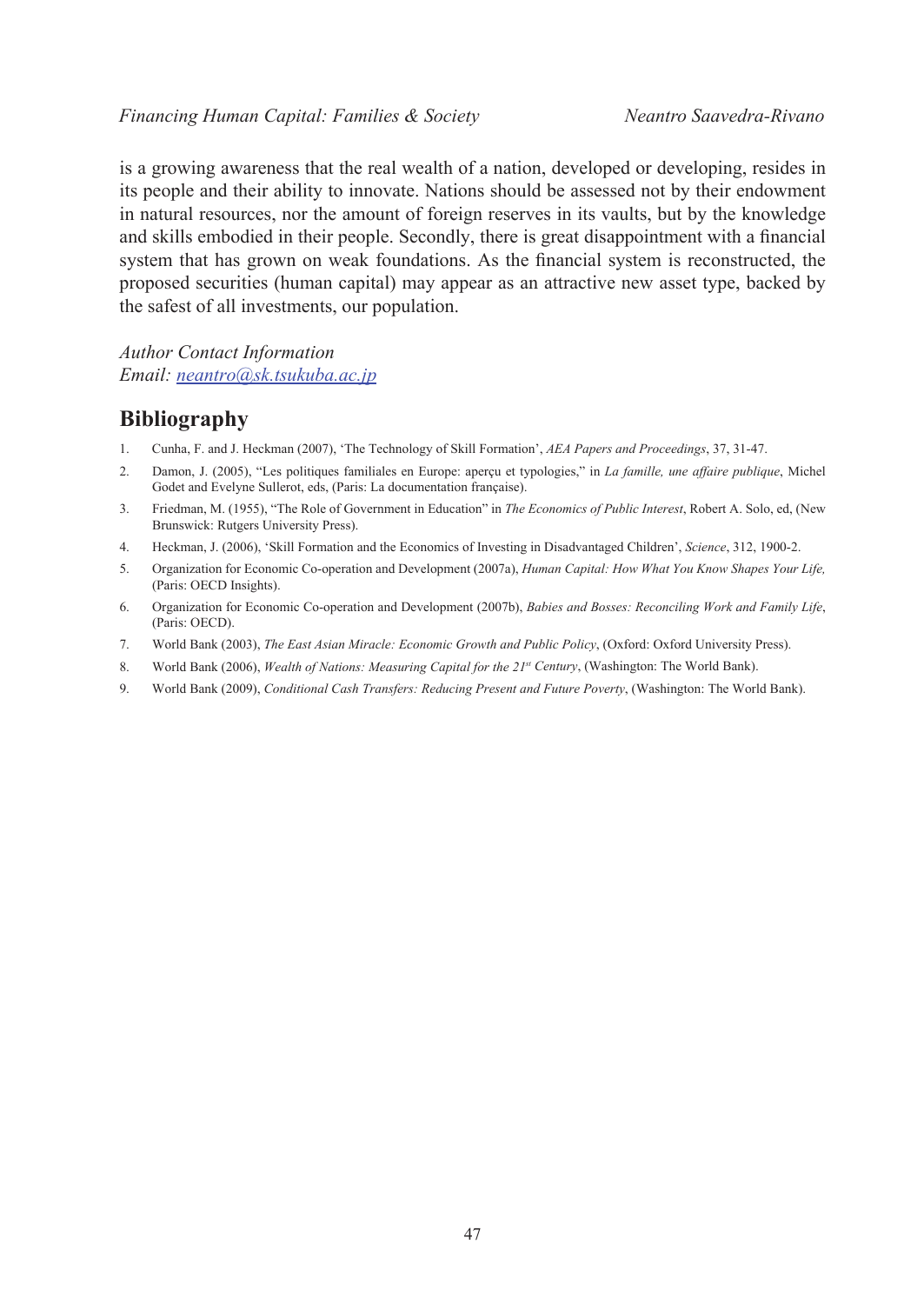is a growing awareness that the real wealth of a nation, developed or developing, resides in its people and their ability to innovate. Nations should be assessed not by their endowment in natural resources, nor the amount of foreign reserves in its vaults, but by the knowledge and skills embodied in their people. Secondly, there is great disappointment with a financial system that has grown on weak foundations. As the financial system is reconstructed, the proposed securities (human capital) may appear as an attractive new asset type, backed by the safest of all investments, our population.

*Author Contact Information*
*Email: neantro@sk.tsukuba.ac.jp*

## Bibliography

1. Cunha, F. and J. Heckman (2007), 'The Technology of Skill Formation', *AEA Papers and Proceedings*, 37, 31-47.
2. Damon, J. (2005), "Les politiques familiales en Europe: aperçu et typologies," in *La famille, une affaire publique*, Michel Godet and Evelyne Sullerot, eds, (Paris: La documentation française).
3. Friedman, M. (1955), "The Role of Government in Education" in *The Economics of Public Interest*, Robert A. Solo, ed, (New Brunswick: Rutgers University Press).
4. Heckman, J. (2006), 'Skill Formation and the Economics of Investing in Disadvantaged Children', *Science*, 312, 1900-2.
5. Organization for Economic Co-operation and Development (2007a), *Human Capital: How What You Know Shapes Your Life,* (Paris: OECD Insights).
6. Organization for Economic Co-operation and Development (2007b), *Babies and Bosses: Reconciling Work and Family Life*, (Paris: OECD).
7. World Bank (2003), *The East Asian Miracle: Economic Growth and Public Policy*, (Oxford: Oxford University Press).
8. World Bank (2006), *Wealth of Nations: Measuring Capital for the 21st Century*, (Washington: The World Bank).
9. World Bank (2009), *Conditional Cash Transfers: Reducing Present and Future Poverty*, (Washington: The World Bank).